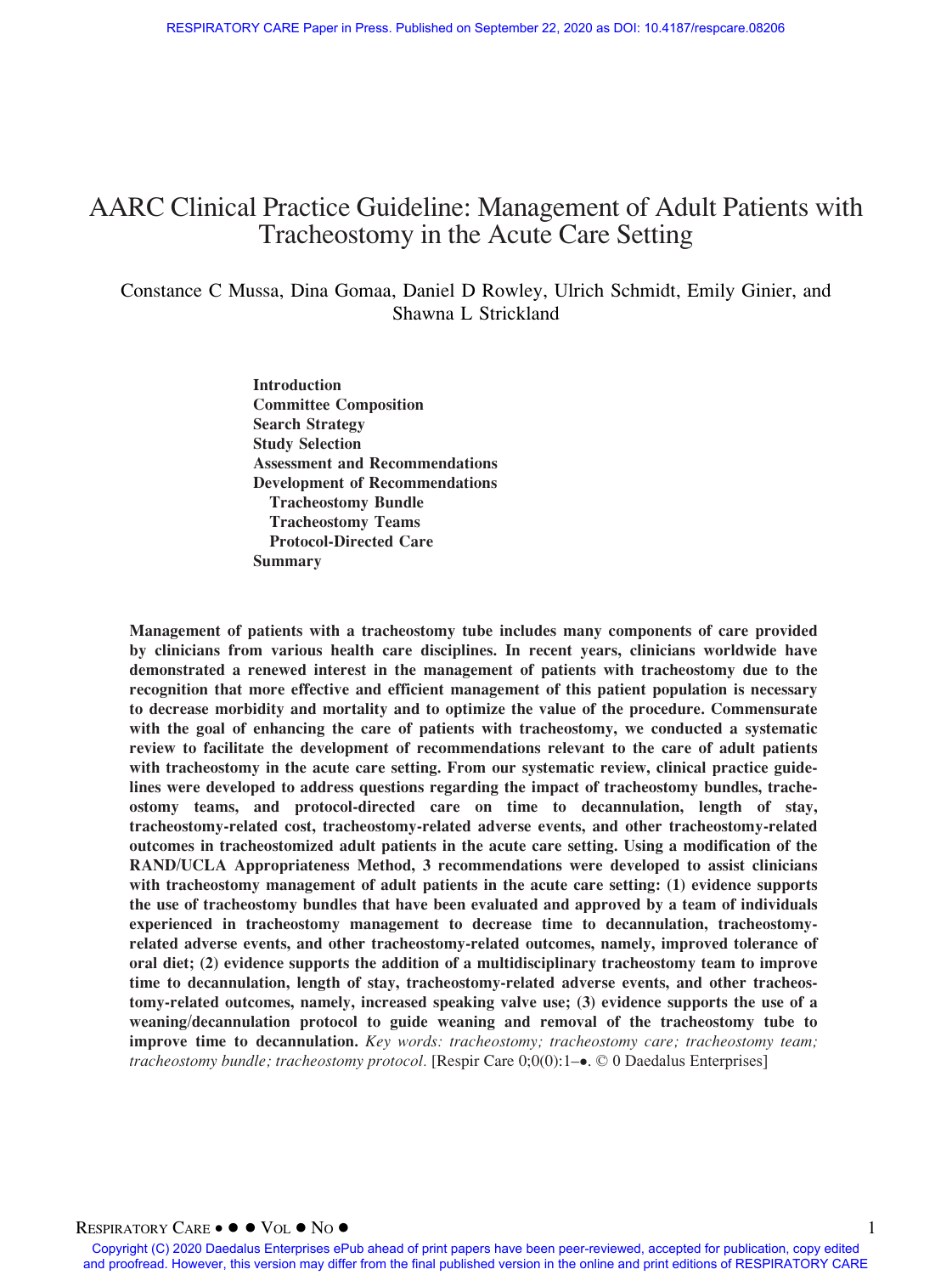# AARC Clinical Practice Guideline: Management of Adult Patients with Tracheostomy in the Acute Care Setting

Constance C Mussa, Dina Gomaa, Daniel D Rowley, Ulrich Schmidt, Emily Ginier, and Shawna L Strickland

**Introduction**
**Committee Composition**
**Search Strategy**
**Study Selection**
**Assessment and Recommendations**
**Development of Recommendations**
  **Tracheostomy Bundle**
  **Tracheostomy Teams**
  **Protocol-Directed Care**
**Summary**

**Management of patients with a tracheostomy tube includes many components of care provided by clinicians from various health care disciplines. In recent years, clinicians worldwide have demonstrated a renewed interest in the management of patients with tracheostomy due to the recognition that more effective and efficient management of this patient population is necessary to decrease morbidity and mortality and to optimize the value of the procedure. Commensurate with the goal of enhancing the care of patients with tracheostomy, we conducted a systematic review to facilitate the development of recommendations relevant to the care of adult patients with tracheostomy in the acute care setting. From our systematic review, clinical practice guidelines were developed to address questions regarding the impact of tracheostomy bundles, tracheostomy teams, and protocol-directed care on time to decannulation, length of stay, tracheostomy-related cost, tracheostomy-related adverse events, and other tracheostomy-related outcomes in tracheostomized adult patients in the acute care setting. Using a modification of the RAND/UCLA Appropriateness Method, 3 recommendations were developed to assist clinicians with tracheostomy management of adult patients in the acute care setting: (1) evidence supports the use of tracheostomy bundles that have been evaluated and approved by a team of individuals experienced in tracheostomy management to decrease time to decannulation, tracheostomy-related adverse events, and other tracheostomy-related outcomes, namely, improved tolerance of oral diet; (2) evidence supports the addition of a multidisciplinary tracheostomy team to improve time to decannulation, length of stay, tracheostomy-related adverse events, and other tracheostomy-related outcomes, namely, increased speaking valve use; (3) evidence supports the use of a weaning/decannulation protocol to guide weaning and removal of the tracheostomy tube to improve time to decannulation.** *Key words: tracheostomy; tracheostomy care; tracheostomy team; tracheostomy bundle; tracheostomy protocol.* [Respir Care 0;0(0):1–●. © 0 Daedalus Enterprises]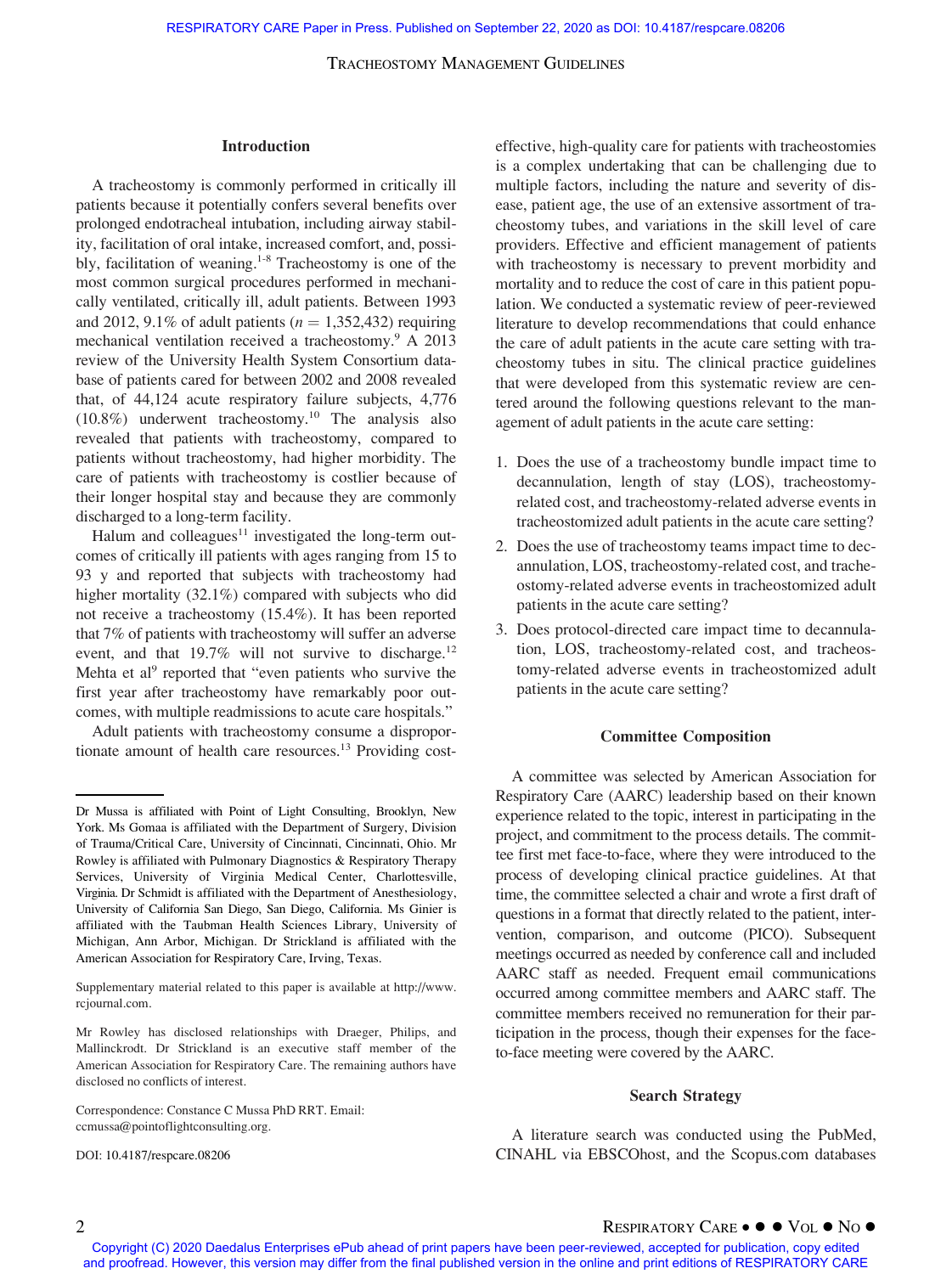## Introduction

A tracheostomy is commonly performed in critically ill patients because it potentially confers several benefits over prolonged endotracheal intubation, including airway stability, facilitation of oral intake, increased comfort, and, possibly, facilitation of weaning.[1-8] Tracheostomy is one of the most common surgical procedures performed in mechanically ventilated, critically ill, adult patients. Between 1993 and 2012, 9.1% of adult patients ($n$ = 1,352,432) requiring mechanical ventilation received a tracheostomy.[9] A 2013 review of the University Health System Consortium database of patients cared for between 2002 and 2008 revealed that, of 44,124 acute respiratory failure subjects, 4,776 (10.8%) underwent tracheostomy.[10] The analysis also revealed that patients with tracheostomy, compared to patients without tracheostomy, had higher morbidity. The care of patients with tracheostomy is costlier because of their longer hospital stay and because they are commonly discharged to a long-term facility.

Halum and colleagues[11] investigated the long-term outcomes of critically ill patients with ages ranging from 15 to 93 y and reported that subjects with tracheostomy had higher mortality (32.1%) compared with subjects who did not receive a tracheostomy (15.4%). It has been reported that 7% of patients with tracheostomy will suffer an adverse event, and that 19.7% will not survive to discharge.[12] Mehta et al[9] reported that "even patients who survive the first year after tracheostomy have remarkably poor outcomes, with multiple readmissions to acute care hospitals."

Adult patients with tracheostomy consume a disproportionate amount of health care resources.[13] Providing cost-effective, high-quality care for patients with tracheostomies is a complex undertaking that can be challenging due to multiple factors, including the nature and severity of disease, patient age, the use of an extensive assortment of tracheostomy tubes, and variations in the skill level of care providers. Effective and efficient management of patients with tracheostomy is necessary to prevent morbidity and mortality and to reduce the cost of care in this patient population. We conducted a systematic review of peer-reviewed literature to develop recommendations that could enhance the care of adult patients in the acute care setting with tracheostomy tubes in situ. The clinical practice guidelines that were developed from this systematic review are centered around the following questions relevant to the management of adult patients in the acute care setting:

1. Does the use of a tracheostomy bundle impact time to decannulation, length of stay (LOS), tracheostomy-related cost, and tracheostomy-related adverse events in tracheostomized adult patients in the acute care setting?
2. Does the use of tracheostomy teams impact time to decannulation, LOS, tracheostomy-related cost, and tracheostomy-related adverse events in tracheostomized adult patients in the acute care setting?
3. Does protocol-directed care impact time to decannulation, LOS, tracheostomy-related cost, and tracheostomy-related adverse events in tracheostomized adult patients in the acute care setting?

## Committee Composition

A committee was selected by American Association for Respiratory Care (AARC) leadership based on their known experience related to the topic, interest in participating in the project, and commitment to the process details. The committee first met face-to-face, where they were introduced to the process of developing clinical practice guidelines. At that time, the committee selected a chair and wrote a first draft of questions in a format that directly related to the patient, intervention, comparison, and outcome (PICO). Subsequent meetings occurred as needed by conference call and included AARC staff as needed. Frequent email communications occurred among committee members and AARC staff. The committee members received no remuneration for their participation in the process, though their expenses for the face-to-face meeting were covered by the AARC.

## Search Strategy

A literature search was conducted using the PubMed, CINAHL via EBSCOhost, and the Scopus.com databases

---

Dr Mussa is affiliated with Point of Light Consulting, Brooklyn, New York. Ms Gomaa is affiliated with the Department of Surgery, Division of Trauma/Critical Care, University of Cincinnati, Cincinnati, Ohio. Mr Rowley is affiliated with Pulmonary Diagnostics & Respiratory Therapy Services, University of Virginia Medical Center, Charlottesville, Virginia. Dr Schmidt is affiliated with the Department of Anesthesiology, University of California San Diego, San Diego, California. Ms Ginier is affiliated with the Taubman Health Sciences Library, University of Michigan, Ann Arbor, Michigan. Dr Strickland is affiliated with the American Association for Respiratory Care, Irving, Texas.

Supplementary material related to this paper is available at http://www.rcjournal.com.

Mr Rowley has disclosed relationships with Draeger, Philips, and Mallinckrodt. Dr Strickland is an executive staff member of the American Association for Respiratory Care. The remaining authors have disclosed no conflicts of interest.

Correspondence: Constance C Mussa PhD RRT. Email: ccmussa@pointoflightconsulting.org.

DOI: 10.4187/respcare.08206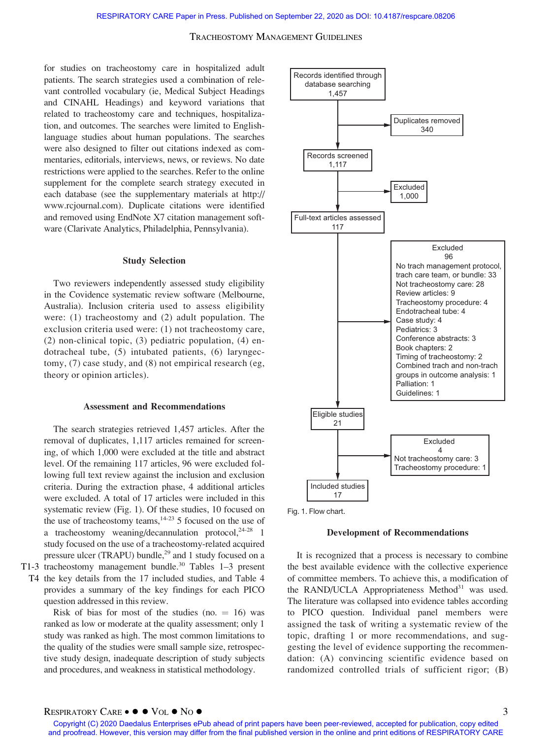for studies on tracheostomy care in hospitalized adult patients. The search strategies used a combination of relevant controlled vocabulary (ie, Medical Subject Headings and CINAHL Headings) and keyword variations that related to tracheostomy care and techniques, hospitalization, and outcomes. The searches were limited to English-language studies about human populations. The searches were also designed to filter out citations indexed as commentaries, editorials, interviews, news, or reviews. No date restrictions were applied to the searches. Refer to the online supplement for the complete search strategy executed in each database (see the supplementary materials at http://www.rcjournal.com). Duplicate citations were identified and removed using EndNote X7 citation management software (Clarivate Analytics, Philadelphia, Pennsylvania).

### Study Selection

Two reviewers independently assessed study eligibility in the Covidence systematic review software (Melbourne, Australia). Inclusion criteria used to assess eligibility were: (1) tracheostomy and (2) adult population. The exclusion criteria used were: (1) not tracheostomy care, (2) non-clinical topic, (3) pediatric population, (4) endotracheal tube, (5) intubated patients, (6) laryngectomy, (7) case study, and (8) not empirical research (eg, theory or opinion articles).

### Assessment and Recommendations

The search strategies retrieved 1,457 articles. After the removal of duplicates, 1,117 articles remained for screening, of which 1,000 were excluded at the title and abstract level. Of the remaining 117 articles, 96 were excluded following full text review against the inclusion and exclusion criteria. During the extraction phase, 4 additional articles were excluded. A total of 17 articles were included in this systematic review (Fig. 1). Of these studies, 10 focused on the use of tracheostomy teams,[14-23] 5 focused on the use of a tracheostomy weaning/decannulation protocol,[24-28] 1 study focused on the use of a tracheostomy-related acquired pressure ulcer (TRAPU) bundle,[29] and 1 study focused on a tracheostomy management bundle.[30] Tables 1–3 present the key details from the 17 included studies, and Table 4 provides a summary of the key findings for each PICO question addressed in this review.

Risk of bias for most of the studies (no. = 16) was ranked as low or moderate at the quality assessment; only 1 study was ranked as high. The most common limitations to the quality of the studies were small sample size, retrospective study design, inadequate description of study subjects and procedures, and weakness in statistical methodology.

Records identified through database searching 1,457
→ Duplicates removed 340
Records screened 1,117
→ Excluded 1,000
Full-text articles assessed 117
→ Excluded 96
- No trach management protocol, trach care team, or bundle: 33
- Not tracheostomy care: 28
- Review articles: 9
- Tracheostomy procedure: 4
- Endotracheal tube: 4
- Case study: 4
- Pediatrics: 3
- Conference abstracts: 3
- Book chapters: 2
- Timing of tracheostomy: 2
- Combined trach and non-trach groups in outcome analysis: 1
- Palliation: 1
- Guidelines: 1

Eligible studies 21
→ Excluded 4
- Not tracheostomy care: 3
- Tracheostomy procedure: 1

Included studies 17

Fig. 1. Flow chart.

### Development of Recommendations

It is recognized that a process is necessary to combine the best available evidence with the collective experience of committee members. To achieve this, a modification of the RAND/UCLA Appropriateness Method[31] was used. The literature was collapsed into evidence tables according to PICO question. Individual panel members were assigned the task of writing a systematic review of the topic, drafting 1 or more recommendations, and suggesting the level of evidence supporting the recommendation: (A) convincing scientific evidence based on randomized controlled trials of sufficient rigor; (B)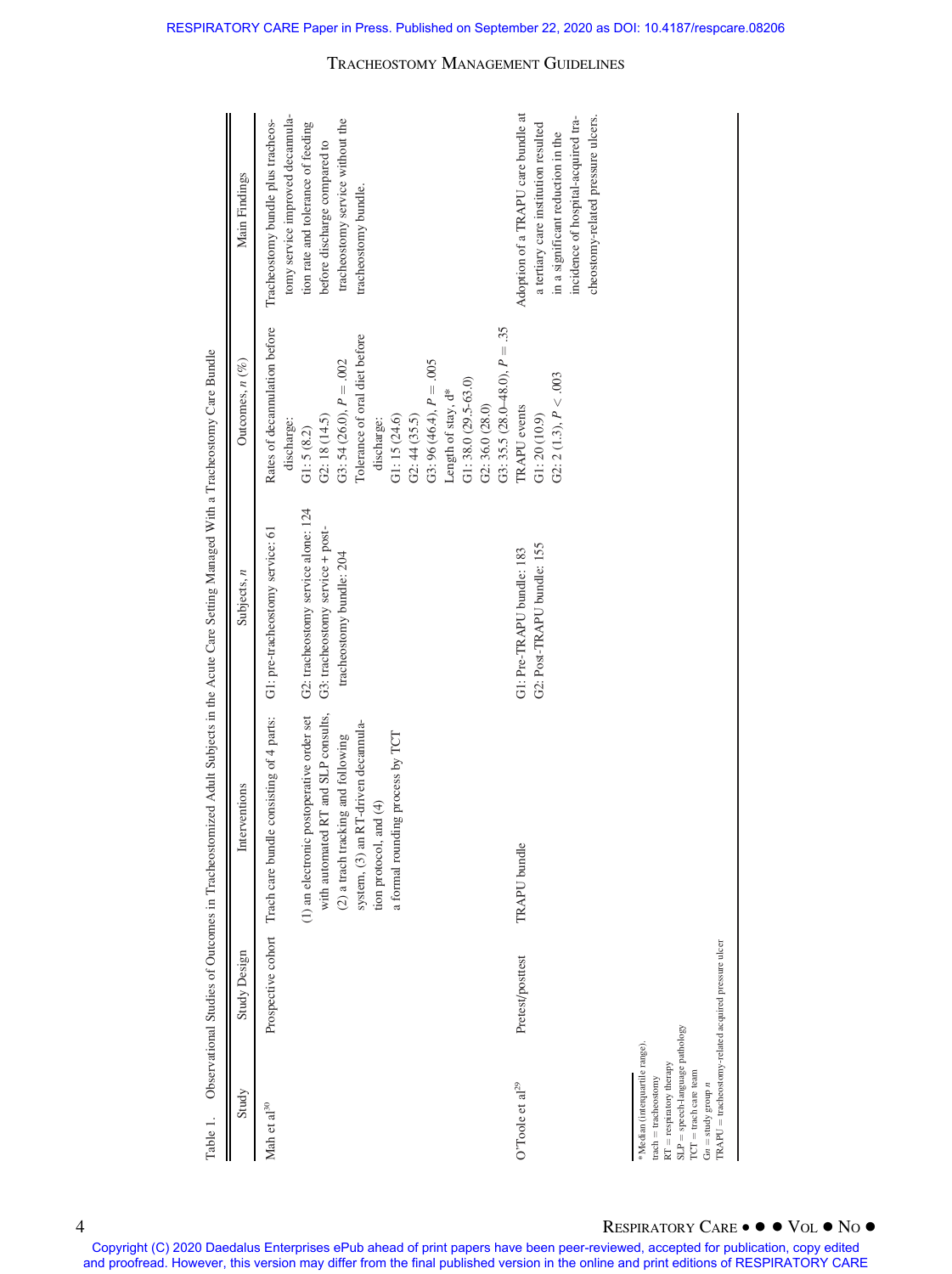Table 1. Observational Studies of Outcomes in Tracheostomized Adult Subjects in the Acute Care Setting Managed With a Tracheostomy Care Bundle

| Study | Study Design | Interventions | Subjects, *n* | Outcomes, *n* (%) | Main Findings |
|---|---|---|---|---|---|
| Mah et al[30] | Prospective cohort | Trach care bundle consisting of 4 parts: (1) an electronic postoperative order set with automated RT and SLP consults, (2) a trach tracking and following system, (3) an RT-driven decannulation protocol, and (4) a formal rounding process by TCT | G1: pre-tracheostomy service: 61<br>G2: tracheostomy service alone: 124<br>G3: tracheostomy service + post-tracheostomy bundle: 204 | Rates of decannulation before discharge:<br>G1: 5 (8.2)<br>G2: 18 (14.5)<br>G3: 54 (26.0), $P = .002$<br>Tolerance of oral diet before discharge:<br>G1: 15 (24.6)<br>G2: 44 (35.5)<br>G3: 96 (46.4), $P = .005$<br>Length of stay, d*<br>G1: 38.0 (29.5-63.0)<br>G2: 36.0 (28.0)<br>G3: 35.5 (28.0–48.0), $P = .35$ | Tracheostomy bundle plus tracheostomy service improved decannulation rate and tolerance of feeding before discharge compared to tracheostomy service without the tracheostomy bundle. |
| O'Toole et al[29] | Pretest/posttest | TRAPU bundle | G1: Pre-TRAPU bundle: 183<br>G2: Post-TRAPU bundle: 155 | TRAPU events<br>G1: 20 (10.9)<br>G2: 2 (1.3), $P < .003$ | Adoption of a TRAPU care bundle at a tertiary care institution resulted in a significant reduction in the incidence of hospital-acquired tracheostomy-related pressure ulcers. |

\* Median (interquartile range).
trach = tracheostomy
RT = respiratory therapy
SLP = speech-language pathology
TCT = trach care team
Gn = study group *n*
TRAPU = tracheostomy-related acquired pressure ulcer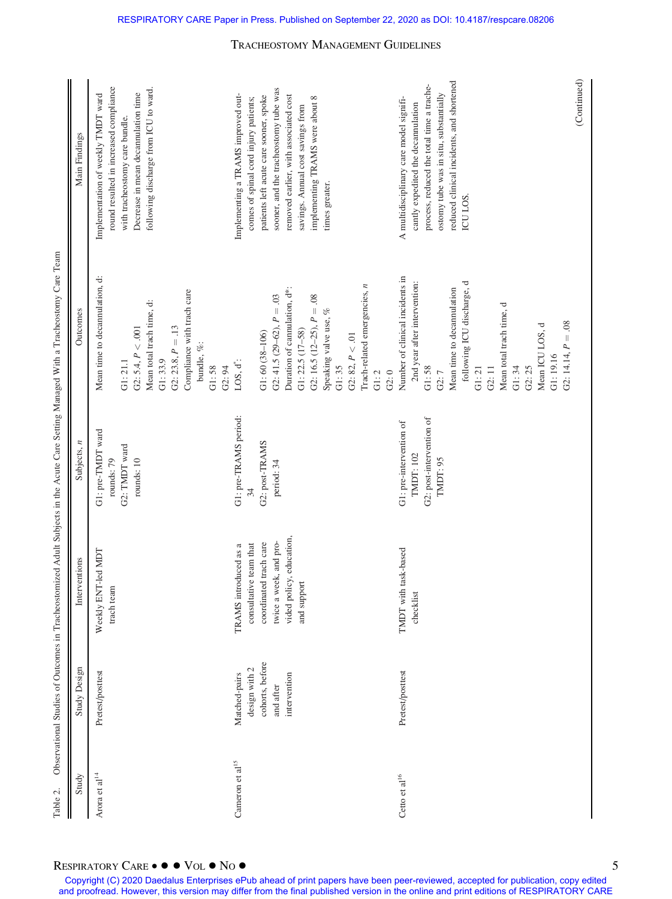Table 2. Observational Studies of Outcomes in Tracheostomized Adult Subjects in the Acute Care Setting Managed With a Tracheostomy Care Team

| Study | Study Design | Interventions | Subjects, *n* | Outcomes | Main Findings |
|---|---|---|---|---|---|
| Arora et al[14] | Pretest/posttest | Weekly ENT-led MDT trach team | G1: pre-TMDT ward rounds: 79<br>G2: TMDT ward rounds: 10 | Mean time to decannulation, d:<br>G1: 21.1<br>G2: 5.4, $P < .001$<br>Mean total trach time, d:<br>G1: 33.9<br>G2: 23.8, $P = .13$<br>Compliance with trach care bundle, %:<br>G1: 58<br>G2: 94 | Implementation of weekly TMDT ward round resulted in increased compliance with tracheostomy care bundle. Decrease in mean decannulation time following discharge from ICU to ward. |
| Cameron et al[15] | Matched-pairs design with 2 cohorts, before and after intervention | TRAMS introduced as a consultative team that coordinated trach care twice a week, and provided policy, education, and support | G1: pre-TRAMS period: 34<br>G2: post-TRAMS period: 34 | LOS, d*:<br>G1: 60 (38–106)<br>G2: 41.5 (29–62), $P = .03$<br>Duration of cannulation, d*:<br>G1: 22.5 (17–58)<br>G2: 16.5 (12–25), $P = .08$<br>Speaking valve use, %<br>G1: 35<br>G2: 82, $P < .01$<br>Trach-related emergencies, *n*<br>G1: 2<br>G2: 0 | Implementing a TRAMS improved outcomes of spinal cord injury patients; patients left acute care sooner, spoke sooner, and the tracheostomy tube was removed earlier, with associated cost savings. Annual cost savings from implementing TRAMS were about 8 times greater. |
| Cetto et al[16] | Pretest/posttest | TMDT with task-based checklist | G1: pre-intervention of TMDT: 102<br>G2: post-intervention of TMDT: 95 | Number of clinical incidents in 2nd year after intervention:<br>G1: 58<br>G2: 7<br>Mean time to decannulation following ICU discharge, d<br>G1: 21<br>G2: 11<br>Mean total trach time, d<br>G1: 34<br>G2: 25<br>Mean ICU LOS, d<br>G1: 19.16<br>G2: 14.14, $P = .08$ | A multidisciplinary care model significantly expedited the decannulation process, reduced the total time a tracheostomy tube was in situ, substantially reduced clinical incidents, and shortened ICU LOS. |

(Continued)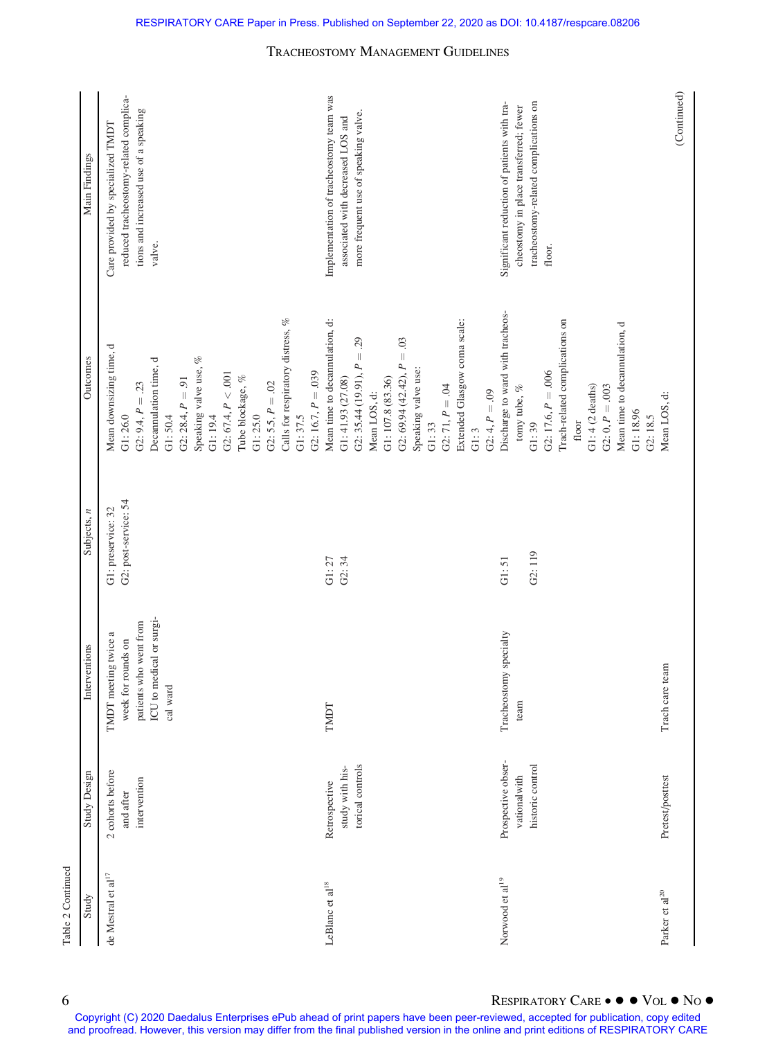Table 2 Continued

| Study | Study Design | Interventions | Subjects, $n$ | Outcomes | Main Findings |
|---|---|---|---|---|---|
| de Mestral et al[17] | 2 cohorts before and after intervention | TMDT meeting twice a week for rounds on patients who went from ICU to medical or surgical ward | G1: preservice: 32<br>G2: post-service: 54 | Mean downsizing time, d<br>G1: 26.0<br>G2: 9.4, $P = .23$<br>Decannulation time, d<br>G1: 50.4<br>G2: 28.4, $P = .91$<br>Speaking valve use, %<br>G1: 19.4<br>G2: 67.4, $P < .001$<br>Tube blockage, %<br>G1: 25.0<br>G2: 5.5, $P = .02$<br>Calls for respiratory distress, %<br>G1: 37.5<br>G2: 16.7, $P = .039$ | Care provided by specialized TMDT reduced tracheostomy-related complications and increased use of a speaking valve. |
| LeBlanc et al[18] | Retrospective study with historical controls | TMDT | G1: 27<br>G2: 34 | Mean time to decannulation, d:<br>G1: 41.93 (27.08)<br>G2: 35.44 (19.91), $P = .29$<br>Mean LOS, d:<br>G1: 107.8 (83.36)<br>G2: 69.94 (42.42), $P = .03$<br>Speaking valve use:<br>G1: 33<br>G2: 71, $P = .04$<br>Extended Glasgow coma scale:<br>G1: 3<br>G2: 4, $P = .09$ | Implementation of tracheostomy team was associated with decreased LOS and more frequent use of speaking valve. |
| Norwood et al[19] | Prospective observational with historic control | Tracheostomy specialty team | G1: 51<br>G2: 119 | Discharge to ward with tracheostomy tube, %<br>G1: 39<br>G2: 17.6, $P = .006$<br>Trach-related complications on floor<br>G1: 4 (2 deaths)<br>G2: 0, $P = .003$<br>Mean time to decannulation, d<br>G1: 18.96<br>G2: 18.5 | Significant reduction of patients with tracheostomy in place transferred; fewer tracheostomy-related complications on floor. |
| Parker et al[20] | Pretest/posttest | Trach care team | | Mean LOS, d: | |

(Continued)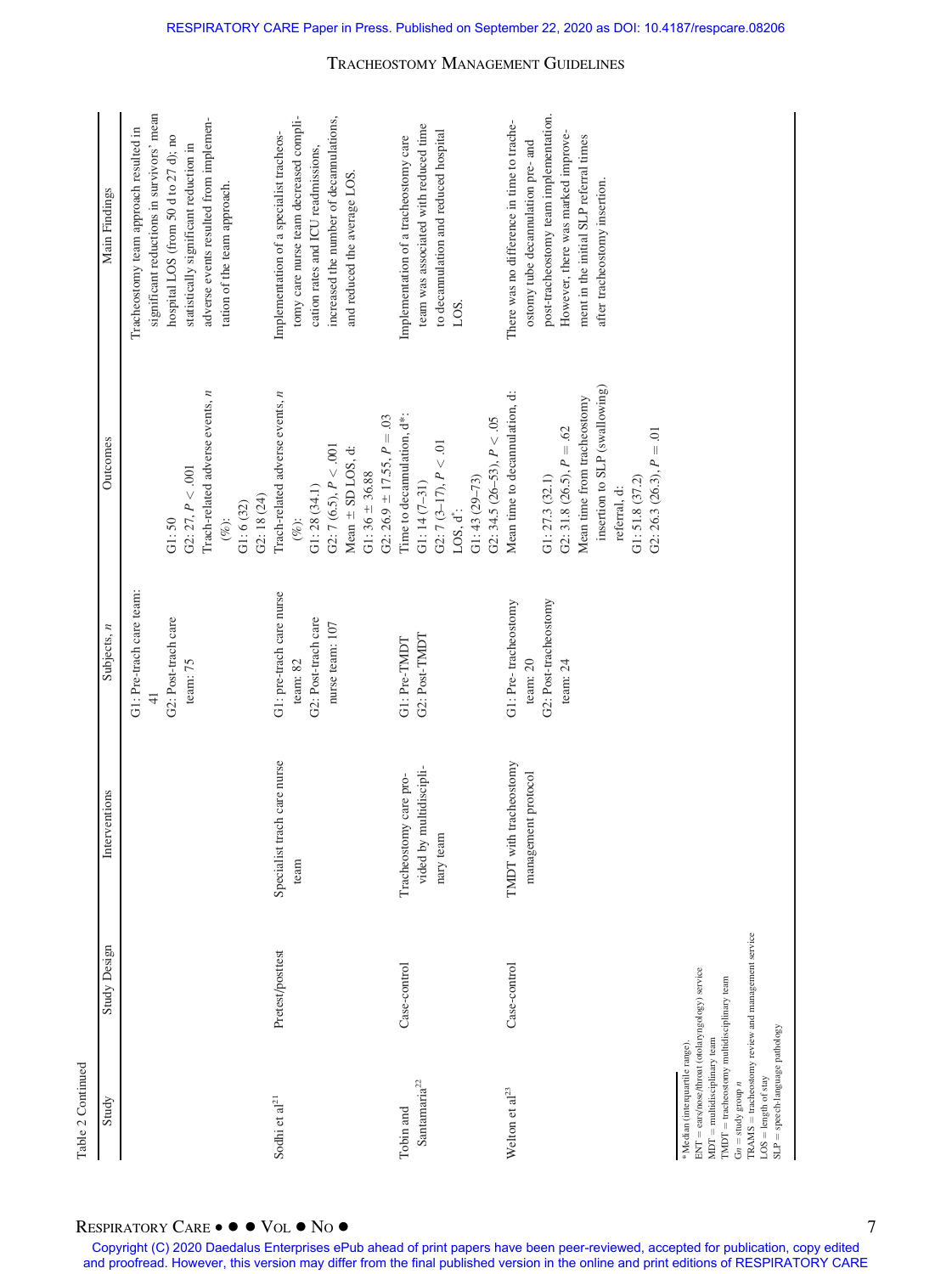Table 2 Continued

| Study | Study Design | Interventions | Subjects, n | Outcomes | Main Findings |
|---|---|---|---|---|---|
| | | | G1: Pre-trach care team: 41<br>G2: Post-trach care team: 75 | G1: 50<br>G2: 27, $P < .001$<br>Trach-related adverse events, n (%):<br>G1: 6 (32)<br>G2: 18 (24) | Tracheostomy team approach resulted in significant reductions in survivors' mean hospital LOS (from 50 d to 27 d); no statistically significant reduction in adverse events resulted from implementation of the team approach. |
| Sodhi et al[21] | Pretest/posttest | Specialist trach care nurse team | G1: pre-trach care nurse team: 82<br>G2: Post-trach care nurse team: 107 | Trach-related adverse events, n (%):<br>G1: 28 (34.1)<br>G2: 7 (6.5), $P < .001$<br>Mean ± SD LOS, d:<br>G1: 36 ± 36.88<br>G2: 26.9 ± 17.55, $P = .03$ | Implementation of a specialist tracheostomy care nurse team decreased complication rates and ICU readmissions, increased the number of decannulations, and reduced the average LOS. |
| Tobin and Santamaria[22] | Case-control | Tracheostomy care provided by multidisciplinary team | G1: Pre-TMDT<br>G2: Post-TMDT | Time to decannulation, d*:<br>G1: 14 (7–31)<br>G2: 7 (3–17), $P < .01$<br>LOS, d*:<br>G1: 43 (29–73)<br>G2: 34.5 (26–53), $P < .05$ | Implementation of a tracheostomy care team was associated with reduced time to decannulation and reduced hospital LOS. |
| Welton et al[23] | Case-control | TMDT with tracheostomy management protocol | G1: Pre- tracheostomy team: 20<br>G2: Post-tracheostomy team: 24 | Mean time to decannulation, d:<br>G1: 27.3 (32.1)<br>G2: 31.8 (26.5), $P = .62$<br>Mean time from tracheostomy insertion to SLP (swallowing) referral, d:<br>G1: 51.8 (37.2)<br>G2: 26.3 (26.3), $P = .01$ | There was no difference in time to tracheostomy tube decannulation pre- and post-tracheostomy team implementation. However, there was marked improvement in the initial SLP referral times after tracheostomy insertion. |

\* Median (interquartile range).
ENT = ears/nose/throat (otolaryngology) service
MDT = multidisciplinary team
TMDT = tracheostomy multidisciplinary team
Gn = study group n
TRAMS = tracheostomy review and management service
LOS = length of stay
SLP = speech-language pathology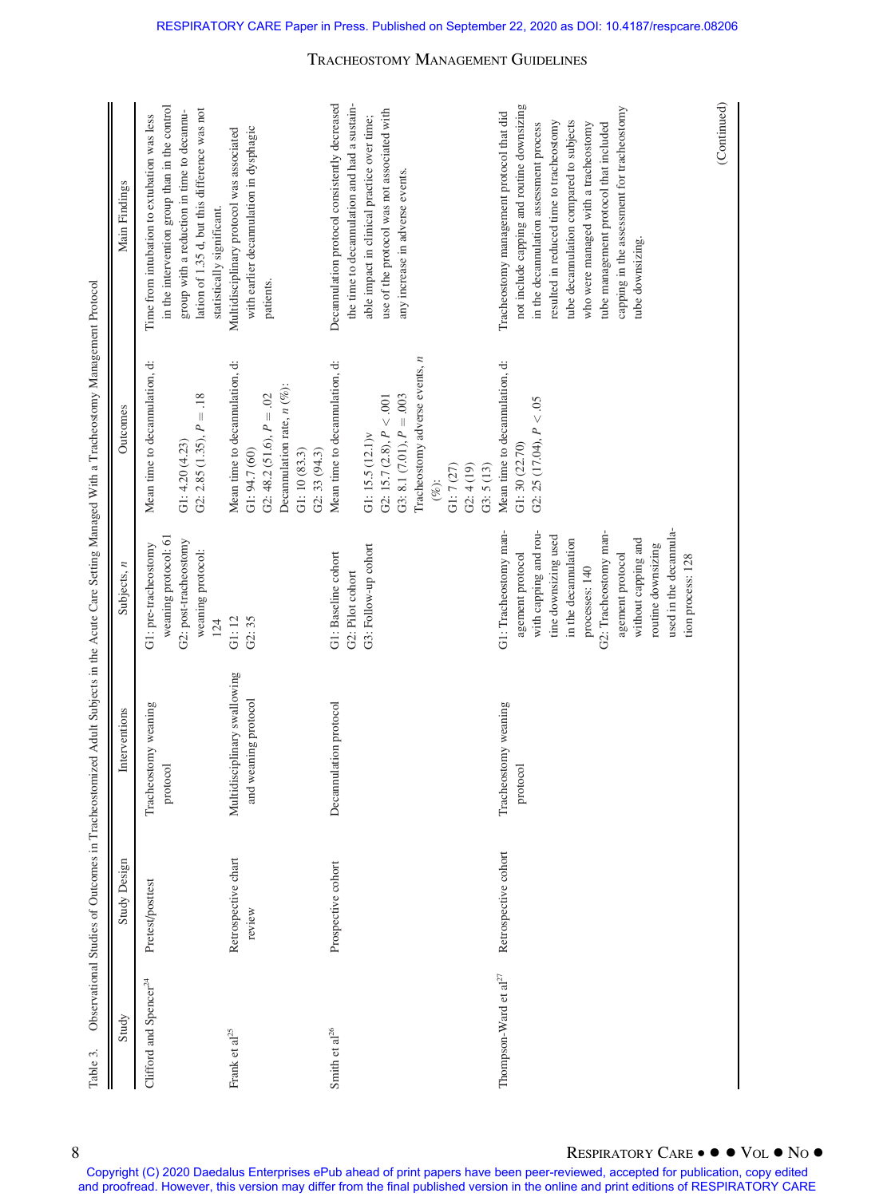Table 3. Observational Studies of Outcomes in Tracheostomized Adult Subjects in the Acute Care Setting Managed With a Tracheostomy Management Protocol

| Study | Study Design | Interventions | Subjects, n | Outcomes | Main Findings |
|---|---|---|---|---|---|
| Clifford and Spencer[24] | Pretest/posttest | Tracheostomy weaning protocol | G1: pre-tracheostomy weaning protocol: 61<br>G2: post-tracheostomy weaning protocol: 124 | Mean time to decannulation, d:<br>G1: 4.20 (4.23)<br>G2: 2.85 (1.35), $P = .18$ | Time from intubation to extubation was less in the intervention group than in the control group with a reduction in time to decannulation of 1.35 d, but this difference was not statistically significant. |
| Frank et al[25] | Retrospective chart review | Multidisciplinary swallowing and weaning protocol | G1: 12<br>G2: 35 | Mean time to decannulation, d:<br>G1: 94.7 (60)<br>G2: 48.2 (51.6), $P = .02$<br>Decannulation rate, n (%):<br>G1: 10 (83.3)<br>G2: 33 (94.3) | Multidisciplinary protocol was associated with earlier decannulation in dysphagic patients. |
| Smith et al[26] | Prospective cohort | Decannulation protocol | G1: Baseline cohort<br>G2: Pilot cohort<br>G3: Follow-up cohort | Mean time to decannulation, d:<br>G1: 15.5 (12.1)v<br>G2: 15.7 (2.8), $P < .001$<br>G3: 8.1 (7.01), $P = .003$<br>Tracheostomy adverse events, n (%):<br>G1: 7 (27)<br>G2: 4 (19)<br>G3: 5 (13) | Decannulation protocol consistently decreased the time to decannulation and had a sustainable impact in clinical practice over time; use of the protocol was not associated with any increase in adverse events. |
| Thompson-Ward et al[27] | Retrospective cohort | Tracheostomy weaning protocol | G1: Tracheostomy management protocol with capping and routine downsizing used in the decannulation processes: 140<br>G2: Tracheostomy management protocol without capping and routine downsizing used in the decannulation process: 128 | Mean time to decannulation, d:<br>G1: 30 (22.70)<br>G2: 25 (17.04), $P < .05$ | Tracheostomy management protocol that did not include capping and routine downsizing in the decannulation assessment process resulted in reduced time to tracheostomy tube decannulation compared to subjects who were managed with a tracheostomy tube management protocol that included capping in the assessment for tracheostomy tube downsizing. |

(Continued)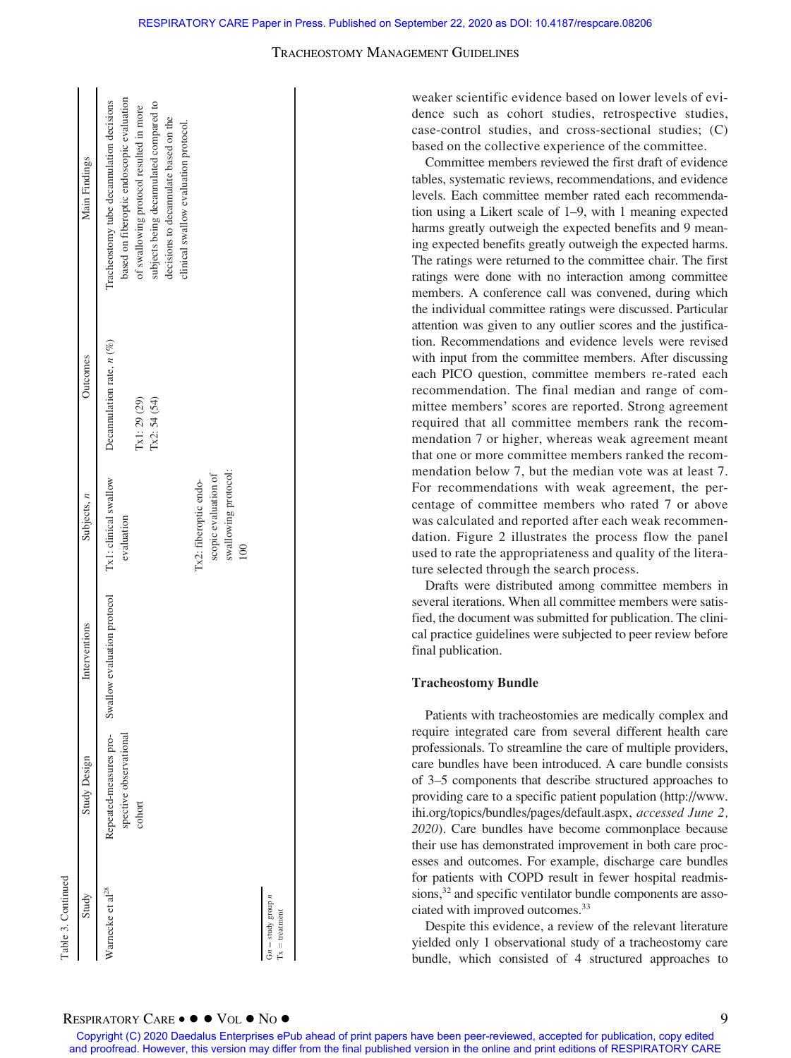Table 3. Continued

| Study | Study Design | Interventions | Subjects, n | Outcomes | Main Findings |
|---|---|---|---|---|---|
| Warnecke et al[28] | Repeated-measures prospective observational cohort | Swallow evaluation protocol | Tx1: clinical swallow evaluation | Decannulation rate, n (%) | Tracheostomy tube decannulation decisions based on fiberoptic endoscopic evaluation of swallowing protocol resulted in more subjects being decannulated compared to decisions to decannulate based on the clinical swallow evaluation protocol. |
| | | | | Tx1: 29 (29) | |
| | | | | Tx2: 54 (54) | |
| | | | Tx2: fiberoptic endoscopic evaluation of swallowing protocol: 100 | | |

Gn = study group n
Tx = treatment

weaker scientific evidence based on lower levels of evidence such as cohort studies, retrospective studies, case-control studies, and cross-sectional studies; (C) based on the collective experience of the committee.

Committee members reviewed the first draft of evidence tables, systematic reviews, recommendations, and evidence levels. Each committee member rated each recommendation using a Likert scale of 1–9, with 1 meaning expected harms greatly outweigh the expected benefits and 9 meaning expected benefits greatly outweigh the expected harms. The ratings were returned to the committee chair. The first ratings were done with no interaction among committee members. A conference call was convened, during which the individual committee ratings were discussed. Particular attention was given to any outlier scores and the justification. Recommendations and evidence levels were revised with input from the committee members. After discussing each PICO question, committee members re-rated each recommendation. The final median and range of committee members' scores are reported. Strong agreement required that all committee members rank the recommendation 7 or higher, whereas weak agreement meant that one or more committee members ranked the recommendation below 7, but the median vote was at least 7. For recommendations with weak agreement, the percentage of committee members who rated 7 or above was calculated and reported after each weak recommendation. Figure 2 illustrates the process flow the panel used to rate the appropriateness and quality of the literature selected through the search process.

Drafts were distributed among committee members in several iterations. When all committee members were satisfied, the document was submitted for publication. The clinical practice guidelines were subjected to peer review before final publication.

## Tracheostomy Bundle

Patients with tracheostomies are medically complex and require integrated care from several different health care professionals. To streamline the care of multiple providers, care bundles have been introduced. A care bundle consists of 3–5 components that describe structured approaches to providing care to a specific patient population (http://www.ihi.org/topics/bundles/pages/default.aspx, *accessed June 2, 2020*). Care bundles have become commonplace because their use has demonstrated improvement in both care processes and outcomes. For example, discharge care bundles for patients with COPD result in fewer hospital readmissions,[32] and specific ventilator bundle components are associated with improved outcomes.[33]

Despite this evidence, a review of the relevant literature yielded only 1 observational study of a tracheostomy care bundle, which consisted of 4 structured approaches to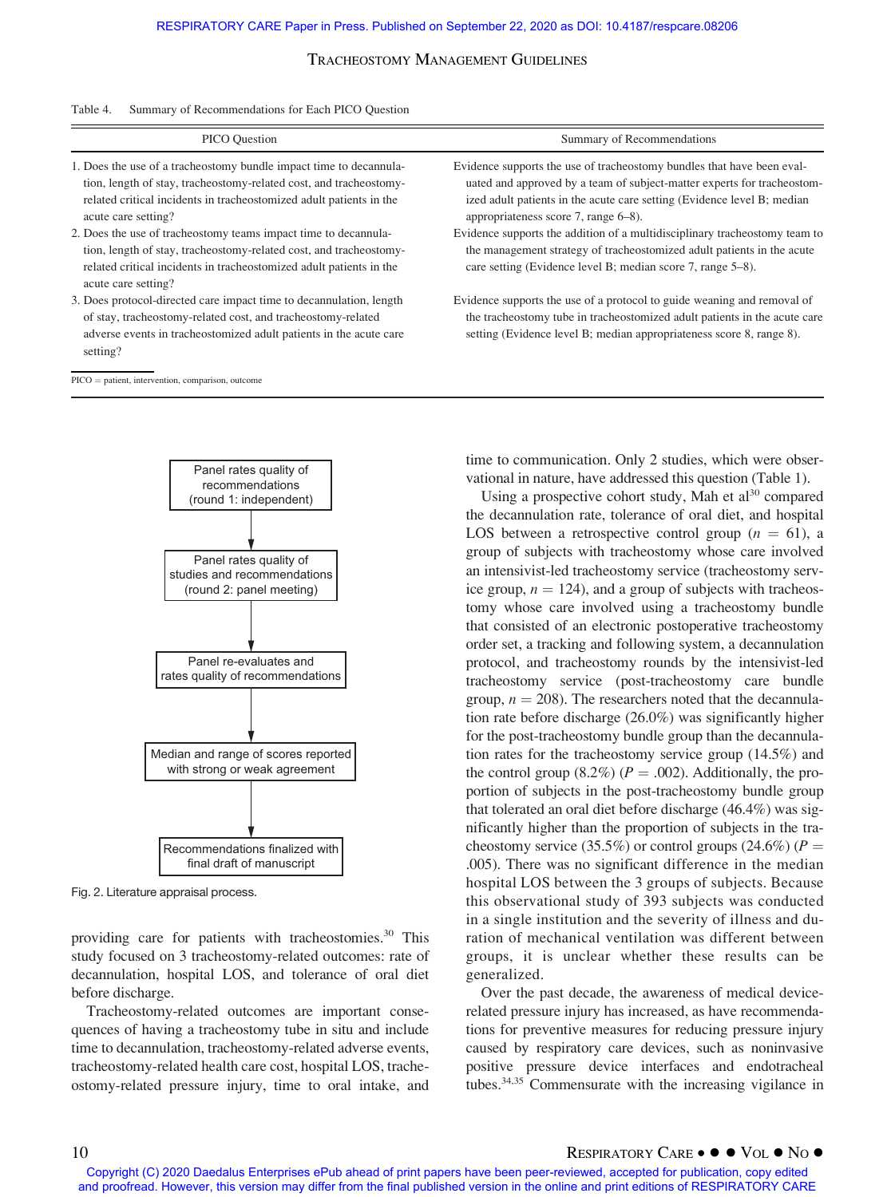Table 4. Summary of Recommendations for Each PICO Question

| PICO Question | Summary of Recommendations |
|---|---|
| 1. Does the use of a tracheostomy bundle impact time to decannulation, length of stay, tracheostomy-related cost, and tracheostomy-related critical incidents in tracheostomized adult patients in the acute care setting? | Evidence supports the use of tracheostomy bundles that have been evaluated and approved by a team of subject-matter experts for tracheostomized adult patients in the acute care setting (Evidence level B; median appropriateness score 7, range 6–8). |
| 2. Does the use of tracheostomy teams impact time to decannulation, length of stay, tracheostomy-related cost, and tracheostomy-related critical incidents in tracheostomized adult patients in the acute care setting? | Evidence supports the addition of a multidisciplinary tracheostomy team to the management strategy of tracheostomized adult patients in the acute care setting (Evidence level B; median score 7, range 5–8). |
| 3. Does protocol-directed care impact time to decannulation, length of stay, tracheostomy-related cost, and tracheostomy-related adverse events in tracheostomized adult patients in the acute care setting? | Evidence supports the use of a protocol to guide weaning and removal of the tracheostomy tube in tracheostomized adult patients in the acute care setting (Evidence level B; median appropriateness score 8, range 8). |

PICO = patient, intervention, comparison, outcome

Panel rates quality of recommendations (round 1: independent) → Panel rates quality of studies and recommendations (round 2: panel meeting) → Panel re-evaluates and rates quality of recommendations → Median and range of scores reported with strong or weak agreement → Recommendations finalized with final draft of manuscript

Fig. 2. Literature appraisal process.

providing care for patients with tracheostomies.[30] This study focused on 3 tracheostomy-related outcomes: rate of decannulation, hospital LOS, and tolerance of oral diet before discharge.

Tracheostomy-related outcomes are important consequences of having a tracheostomy tube in situ and include time to decannulation, tracheostomy-related adverse events, tracheostomy-related health care cost, hospital LOS, tracheostomy-related pressure injury, time to oral intake, and time to communication. Only 2 studies, which were observational in nature, have addressed this question (Table 1).

Using a prospective cohort study, Mah et al[30] compared the decannulation rate, tolerance of oral diet, and hospital LOS between a retrospective control group ($n$ = 61), a group of subjects with tracheostomy whose care involved an intensivist-led tracheostomy service (tracheostomy service group, $n$ = 124), and a group of subjects with tracheostomy whose care involved using a tracheostomy bundle that consisted of an electronic postoperative tracheostomy order set, a tracking and following system, a decannulation protocol, and tracheostomy rounds by the intensivist-led tracheostomy service (post-tracheostomy care bundle group, $n$ = 208). The researchers noted that the decannulation rate before discharge (26.0%) was significantly higher for the post-tracheostomy bundle group than the decannulation rates for the tracheostomy service group (14.5%) and the control group (8.2%) ($P$ = .002). Additionally, the proportion of subjects in the post-tracheostomy bundle group that tolerated an oral diet before discharge (46.4%) was significantly higher than the proportion of subjects in the tracheostomy service (35.5%) or control groups (24.6%) ($P$ = .005). There was no significant difference in the median hospital LOS between the 3 groups of subjects. Because this observational study of 393 subjects was conducted in a single institution and the severity of illness and duration of mechanical ventilation was different between groups, it is unclear whether these results can be generalized.

Over the past decade, the awareness of medical device-related pressure injury has increased, as have recommendations for preventive measures for reducing pressure injury caused by respiratory care devices, such as noninvasive positive pressure device interfaces and endotracheal tubes.[34,35] Commensurate with the increasing vigilance in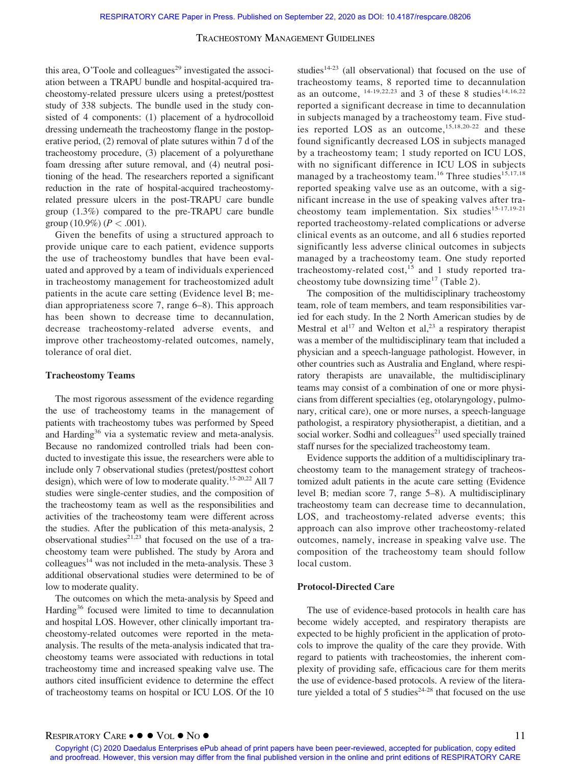this area, O'Toole and colleagues[29] investigated the association between a TRAPU bundle and hospital-acquired tracheostomy-related pressure ulcers using a pretest/posttest study of 338 subjects. The bundle used in the study consisted of 4 components: (1) placement of a hydrocolloid dressing underneath the tracheostomy flange in the postoperative period, (2) removal of plate sutures within 7 d of the tracheostomy procedure, (3) placement of a polyurethane foam dressing after suture removal, and (4) neutral positioning of the head. The researchers reported a significant reduction in the rate of hospital-acquired tracheostomy-related pressure ulcers in the post-TRAPU care bundle group (1.3%) compared to the pre-TRAPU care bundle group (10.9%) ($P < .001$).

Given the benefits of using a structured approach to provide unique care to each patient, evidence supports the use of tracheostomy bundles that have been evaluated and approved by a team of individuals experienced in tracheostomy management for tracheostomized adult patients in the acute care setting (Evidence level B; median appropriateness score 7, range 6–8). This approach has been shown to decrease time to decannulation, decrease tracheostomy-related adverse events, and improve other tracheostomy-related outcomes, namely, tolerance of oral diet.

### Tracheostomy Teams

The most rigorous assessment of the evidence regarding the use of tracheostomy teams in the management of patients with tracheostomy tubes was performed by Speed and Harding[36] via a systematic review and meta-analysis. Because no randomized controlled trials had been conducted to investigate this issue, the researchers were able to include only 7 observational studies (pretest/posttest cohort design), which were of low to moderate quality.[15-20,22] All 7 studies were single-center studies, and the composition of the tracheostomy team as well as the responsibilities and activities of the tracheostomy team were different across the studies. After the publication of this meta-analysis, 2 observational studies[21,23] that focused on the use of a tracheostomy team were published. The study by Arora and colleagues[14] was not included in the meta-analysis. These 3 additional observational studies were determined to be of low to moderate quality.

The outcomes on which the meta-analysis by Speed and Harding[36] focused were limited to time to decannulation and hospital LOS. However, other clinically important tracheostomy-related outcomes were reported in the meta-analysis. The results of the meta-analysis indicated that tracheostomy teams were associated with reductions in total tracheostomy time and increased speaking valve use. The authors cited insufficient evidence to determine the effect of tracheostomy teams on hospital or ICU LOS. Of the 10 studies[14-23] (all observational) that focused on the use of tracheostomy teams, 8 reported time to decannulation as an outcome, [14-19,22,23] and 3 of these 8 studies[14,16,22] reported a significant decrease in time to decannulation in subjects managed by a tracheostomy team. Five studies reported LOS as an outcome,[15,18,20-22] and these found significantly decreased LOS in subjects managed by a tracheostomy team; 1 study reported on ICU LOS, with no significant difference in ICU LOS in subjects managed by a tracheostomy team.[16] Three studies[15,17,18] reported speaking valve use as an outcome, with a significant increase in the use of speaking valves after tracheostomy team implementation. Six studies[15-17,19-21] reported tracheostomy-related complications or adverse clinical events as an outcome, and all 6 studies reported significantly less adverse clinical outcomes in subjects managed by a tracheostomy team. One study reported tracheostomy-related cost,[15] and 1 study reported tracheostomy tube downsizing time[17] (Table 2).

The composition of the multidisciplinary tracheostomy team, role of team members, and team responsibilities varied for each study. In the 2 North American studies by de Mestral et al[17] and Welton et al,[23] a respiratory therapist was a member of the multidisciplinary team that included a physician and a speech-language pathologist. However, in other countries such as Australia and England, where respiratory therapists are unavailable, the multidisciplinary teams may consist of a combination of one or more physicians from different specialties (eg, otolaryngology, pulmonary, critical care), one or more nurses, a speech-language pathologist, a respiratory physiotherapist, a dietitian, and a social worker. Sodhi and colleagues[21] used specially trained staff nurses for the specialized tracheostomy team.

Evidence supports the addition of a multidisciplinary tracheostomy team to the management strategy of tracheostomized adult patients in the acute care setting (Evidence level B; median score 7, range 5–8). A multidisciplinary tracheostomy team can decrease time to decannulation, LOS, and tracheostomy-related adverse events; this approach can also improve other tracheostomy-related outcomes, namely, increase in speaking valve use. The composition of the tracheostomy team should follow local custom.

### Protocol-Directed Care

The use of evidence-based protocols in health care has become widely accepted, and respiratory therapists are expected to be highly proficient in the application of protocols to improve the quality of the care they provide. With regard to patients with tracheostomies, the inherent complexity of providing safe, efficacious care for them merits the use of evidence-based protocols. A review of the literature yielded a total of 5 studies[24-28] that focused on the use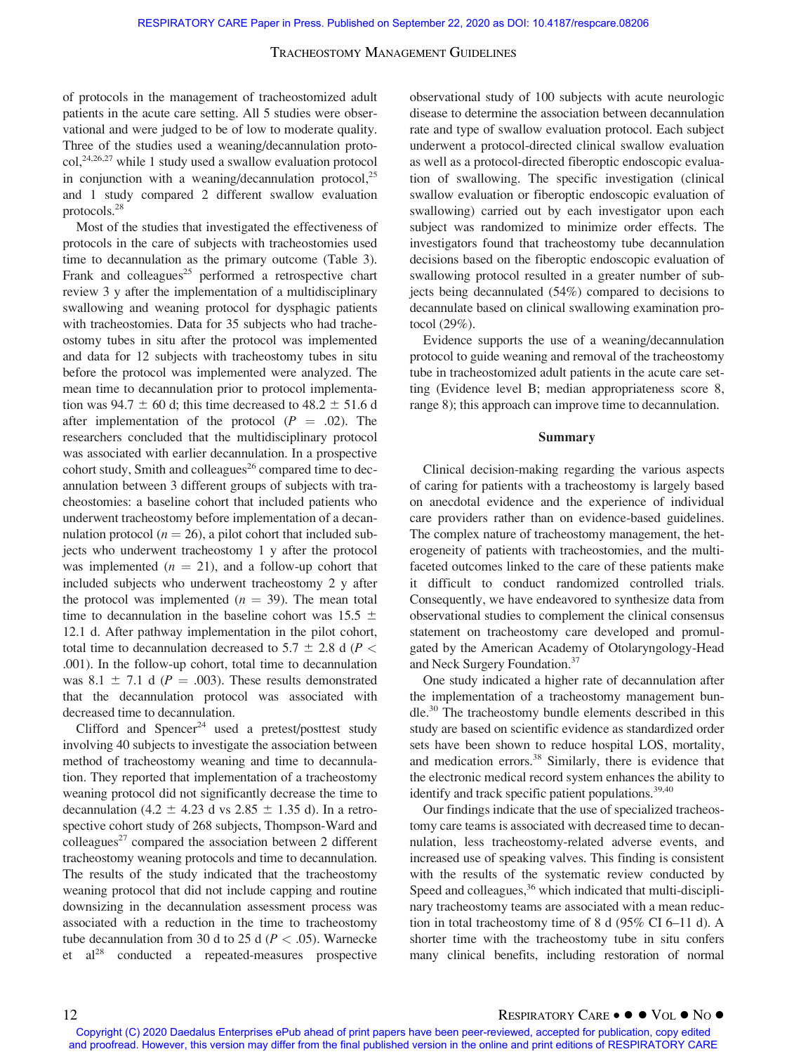of protocols in the management of tracheostomized adult patients in the acute care setting. All 5 studies were observational and were judged to be of low to moderate quality. Three of the studies used a weaning/decannulation protocol,[24,26,27] while 1 study used a swallow evaluation protocol in conjunction with a weaning/decannulation protocol,[25] and 1 study compared 2 different swallow evaluation protocols.[28]

Most of the studies that investigated the effectiveness of protocols in the care of subjects with tracheostomies used time to decannulation as the primary outcome (Table 3). Frank and colleagues[25] performed a retrospective chart review 3 y after the implementation of a multidisciplinary swallowing and weaning protocol for dysphagic patients with tracheostomies. Data for 35 subjects who had tracheostomy tubes in situ after the protocol was implemented and data for 12 subjects with tracheostomy tubes in situ before the protocol was implemented were analyzed. The mean time to decannulation prior to protocol implementation was 94.7 ± 60 d; this time decreased to 48.2 ± 51.6 d after implementation of the protocol ($P = .02$). The researchers concluded that the multidisciplinary protocol was associated with earlier decannulation. In a prospective cohort study, Smith and colleagues[26] compared time to decannulation between 3 different groups of subjects with tracheostomies: a baseline cohort that included patients who underwent tracheostomy before implementation of a decannulation protocol ($n = 26$), a pilot cohort that included subjects who underwent tracheostomy 1 y after the protocol was implemented ($n = 21$), and a follow-up cohort that included subjects who underwent tracheostomy 2 y after the protocol was implemented ($n = 39$). The mean total time to decannulation in the baseline cohort was 15.5 ± 12.1 d. After pathway implementation in the pilot cohort, total time to decannulation decreased to 5.7 ± 2.8 d ($P < .001$). In the follow-up cohort, total time to decannulation was 8.1 ± 7.1 d ($P = .003$). These results demonstrated that the decannulation protocol was associated with decreased time to decannulation.

Clifford and Spencer[24] used a pretest/posttest study involving 40 subjects to investigate the association between method of tracheostomy weaning and time to decannulation. They reported that implementation of a tracheostomy weaning protocol did not significantly decrease the time to decannulation (4.2 ± 4.23 d vs 2.85 ± 1.35 d). In a retrospective cohort study of 268 subjects, Thompson-Ward and colleagues[27] compared the association between 2 different tracheostomy weaning protocols and time to decannulation. The results of the study indicated that the tracheostomy weaning protocol that did not include capping and routine downsizing in the decannulation assessment process was associated with a reduction in the time to tracheostomy tube decannulation from 30 d to 25 d ($P < .05$). Warnecke et al[28] conducted a repeated-measures prospective observational study of 100 subjects with acute neurologic disease to determine the association between decannulation rate and type of swallow evaluation protocol. Each subject underwent a protocol-directed clinical swallow evaluation as well as a protocol-directed fiberoptic endoscopic evaluation of swallowing. The specific investigation (clinical swallow evaluation or fiberoptic endoscopic evaluation of swallowing) carried out by each investigator upon each subject was randomized to minimize order effects. The investigators found that tracheostomy tube decannulation decisions based on the fiberoptic endoscopic evaluation of swallowing protocol resulted in a greater number of subjects being decannulated (54%) compared to decisions to decannulate based on clinical swallowing examination protocol (29%).

Evidence supports the use of a weaning/decannulation protocol to guide weaning and removal of the tracheostomy tube in tracheostomized adult patients in the acute care setting (Evidence level B; median appropriateness score 8, range 8); this approach can improve time to decannulation.

## Summary

Clinical decision-making regarding the various aspects of caring for patients with a tracheostomy is largely based on anecdotal evidence and the experience of individual care providers rather than on evidence-based guidelines. The complex nature of tracheostomy management, the heterogeneity of patients with tracheostomies, and the multifaceted outcomes linked to the care of these patients make it difficult to conduct randomized controlled trials. Consequently, we have endeavored to synthesize data from observational studies to complement the clinical consensus statement on tracheostomy care developed and promulgated by the American Academy of Otolaryngology-Head and Neck Surgery Foundation.[37]

One study indicated a higher rate of decannulation after the implementation of a tracheostomy management bundle.[30] The tracheostomy bundle elements described in this study are based on scientific evidence as standardized order sets have been shown to reduce hospital LOS, mortality, and medication errors.[38] Similarly, there is evidence that the electronic medical record system enhances the ability to identify and track specific patient populations.[39,40]

Our findings indicate that the use of specialized tracheostomy care teams is associated with decreased time to decannulation, less tracheostomy-related adverse events, and increased use of speaking valves. This finding is consistent with the results of the systematic review conducted by Speed and colleagues,[36] which indicated that multi-disciplinary tracheostomy teams are associated with a mean reduction in total tracheostomy time of 8 d (95% CI 6–11 d). A shorter time with the tracheostomy tube in situ confers many clinical benefits, including restoration of normal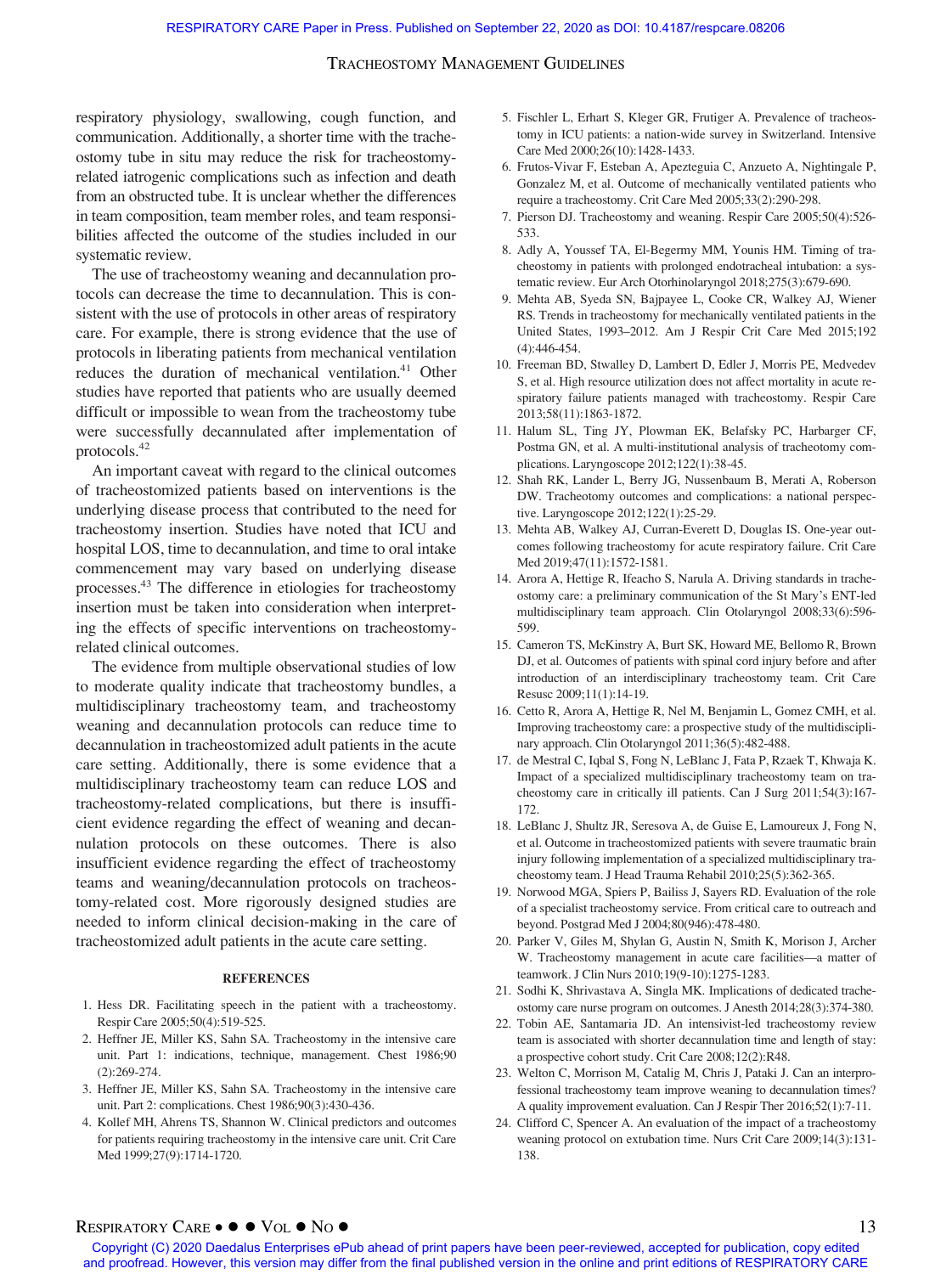respiratory physiology, swallowing, cough function, and communication. Additionally, a shorter time with the tracheostomy tube in situ may reduce the risk for tracheostomy-related iatrogenic complications such as infection and death from an obstructed tube. It is unclear whether the differences in team composition, team member roles, and team responsibilities affected the outcome of the studies included in our systematic review.

The use of tracheostomy weaning and decannulation protocols can decrease the time to decannulation. This is consistent with the use of protocols in other areas of respiratory care. For example, there is strong evidence that the use of protocols in liberating patients from mechanical ventilation reduces the duration of mechanical ventilation.[41] Other studies have reported that patients who are usually deemed difficult or impossible to wean from the tracheostomy tube were successfully decannulated after implementation of protocols.[42]

An important caveat with regard to the clinical outcomes of tracheostomized patients based on interventions is the underlying disease process that contributed to the need for tracheostomy insertion. Studies have noted that ICU and hospital LOS, time to decannulation, and time to oral intake commencement may vary based on underlying disease processes.[43] The difference in etiologies for tracheostomy insertion must be taken into consideration when interpreting the effects of specific interventions on tracheostomy-related clinical outcomes.

The evidence from multiple observational studies of low to moderate quality indicate that tracheostomy bundles, a multidisciplinary tracheostomy team, and tracheostomy weaning and decannulation protocols can reduce time to decannulation in tracheostomized adult patients in the acute care setting. Additionally, there is some evidence that a multidisciplinary tracheostomy team can reduce LOS and tracheostomy-related complications, but there is insufficient evidence regarding the effect of weaning and decannulation protocols on these outcomes. There is also insufficient evidence regarding the effect of tracheostomy teams and weaning/decannulation protocols on tracheostomy-related cost. More rigorously designed studies are needed to inform clinical decision-making in the care of tracheostomized adult patients in the acute care setting.

## REFERENCES

1. Hess DR. Facilitating speech in the patient with a tracheostomy. Respir Care 2005;50(4):519-525.
2. Heffner JE, Miller KS, Sahn SA. Tracheostomy in the intensive care unit. Part 1: indications, technique, management. Chest 1986;90(2):269-274.
3. Heffner JE, Miller KS, Sahn SA. Tracheostomy in the intensive care unit. Part 2: complications. Chest 1986;90(3):430-436.
4. Kollef MH, Ahrens TS, Shannon W. Clinical predictors and outcomes for patients requiring tracheostomy in the intensive care unit. Crit Care Med 1999;27(9):1714-1720.
5. Fischler L, Erhart S, Kleger GR, Frutiger A. Prevalence of tracheostomy in ICU patients: a nation-wide survey in Switzerland. Intensive Care Med 2000;26(10):1428-1433.
6. Frutos-Vivar F, Esteban A, Apezteguia C, Anzueto A, Nightingale P, Gonzalez M, et al. Outcome of mechanically ventilated patients who require a tracheostomy. Crit Care Med 2005;33(2):290-298.
7. Pierson DJ. Tracheostomy and weaning. Respir Care 2005;50(4):526-533.
8. Adly A, Youssef TA, El-Begermy MM, Younis HM. Timing of tracheostomy in patients with prolonged endotracheal intubation: a systematic review. Eur Arch Otorhinolaryngol 2018;275(3):679-690.
9. Mehta AB, Syeda SN, Bajpayee L, Cooke CR, Walkey AJ, Wiener RS. Trends in tracheostomy for mechanically ventilated patients in the United States, 1993–2012. Am J Respir Crit Care Med 2015;192(4):446-454.
10. Freeman BD, Stwalley D, Lambert D, Edler J, Morris PE, Medvedev S, et al. High resource utilization does not affect mortality in acute respiratory failure patients managed with tracheostomy. Respir Care 2013;58(11):1863-1872.
11. Halum SL, Ting JY, Plowman EK, Belafsky PC, Harbarger CF, Postma GN, et al. A multi-institutional analysis of tracheotomy complications. Laryngoscope 2012;122(1):38-45.
12. Shah RK, Lander L, Berry JG, Nussenbaum B, Merati A, Roberson DW. Tracheotomy outcomes and complications: a national perspective. Laryngoscope 2012;122(1):25-29.
13. Mehta AB, Walkey AJ, Curran-Everett D, Douglas IS. One-year outcomes following tracheostomy for acute respiratory failure. Crit Care Med 2019;47(11):1572-1581.
14. Arora A, Hettige R, Ifeacho S, Narula A. Driving standards in tracheostomy care: a preliminary communication of the St Mary's ENT-led multidisciplinary team approach. Clin Otolaryngol 2008;33(6):596-599.
15. Cameron TS, McKinstry A, Burt SK, Howard ME, Bellomo R, Brown DJ, et al. Outcomes of patients with spinal cord injury before and after introduction of an interdisciplinary tracheostomy team. Crit Care Resusc 2009;11(1):14-19.
16. Cetto R, Arora A, Hettige R, Nel M, Benjamin L, Gomez CMH, et al. Improving tracheostomy care: a prospective study of the multidisciplinary approach. Clin Otolaryngol 2011;36(5):482-488.
17. de Mestral C, Iqbal S, Fong N, LeBlanc J, Fata P, Rzaek T, Khwaja K. Impact of a specialized multidisciplinary tracheostomy team on tracheostomy care in critically ill patients. Can J Surg 2011;54(3):167-172.
18. LeBlanc J, Shultz JR, Seresova A, de Guise E, Lamoureux J, Fong N, et al. Outcome in tracheostomized patients with severe traumatic brain injury following implementation of a specialized multidisciplinary tracheostomy team. J Head Trauma Rehabil 2010;25(5):362-365.
19. Norwood MGA, Spiers P, Bailiss J, Sayers RD. Evaluation of the role of a specialist tracheostomy service. From critical care to outreach and beyond. Postgrad Med J 2004;80(946):478-480.
20. Parker V, Giles M, Shylan G, Austin N, Smith K, Morison J, Archer W. Tracheostomy management in acute care facilities—a matter of teamwork. J Clin Nurs 2010;19(9-10):1275-1283.
21. Sodhi K, Shrivastava A, Singla MK. Implications of dedicated tracheostomy care nurse program on outcomes. J Anesth 2014;28(3):374-380.
22. Tobin AE, Santamaria JD. An intensivist-led tracheostomy review team is associated with shorter decannulation time and length of stay: a prospective cohort study. Crit Care 2008;12(2):R48.
23. Welton C, Morrison M, Catalig M, Chris J, Pataki J. Can an interprofessional tracheostomy team improve weaning to decannulation times? A quality improvement evaluation. Can J Respir Ther 2016;52(1):7-11.
24. Clifford C, Spencer A. An evaluation of the impact of a tracheostomy weaning protocol on extubation time. Nurs Crit Care 2009;14(3):131-138.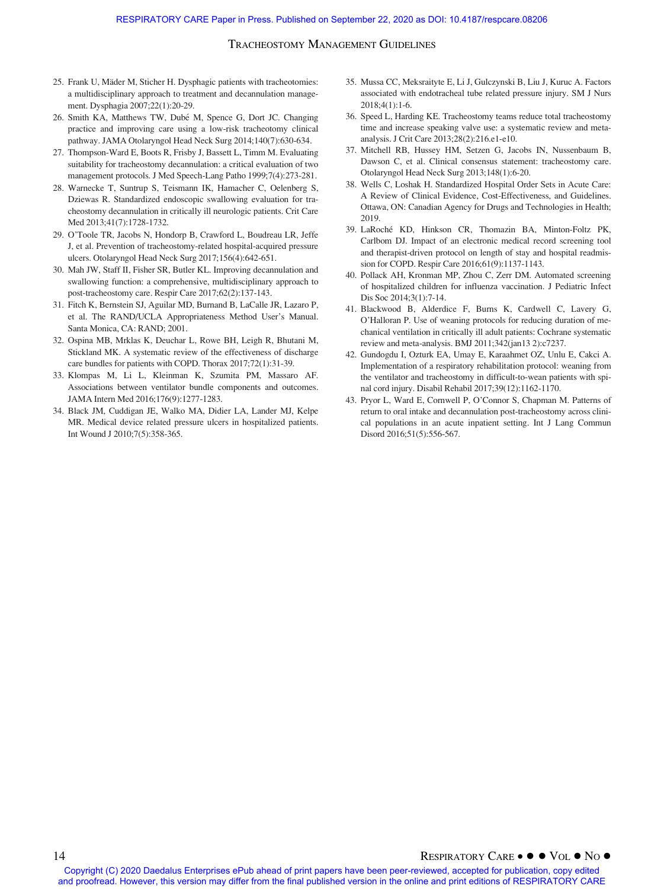25. Frank U, Mäder M, Sticher H. Dysphagic patients with tracheotomies: a multidisciplinary approach to treatment and decannulation management. Dysphagia 2007;22(1):20-29.
26. Smith KA, Matthews TW, Dubé M, Spence G, Dort JC. Changing practice and improving care using a low-risk tracheotomy clinical pathway. JAMA Otolaryngol Head Neck Surg 2014;140(7):630-634.
27. Thompson-Ward E, Boots R, Frisby J, Bassett L, Timm M. Evaluating suitability for tracheostomy decannulation: a critical evaluation of two management protocols. J Med Speech-Lang Patho 1999;7(4):273-281.
28. Warnecke T, Suntrup S, Teismann IK, Hamacher C, Oelenberg S, Dziewas R. Standardized endoscopic swallowing evaluation for tracheostomy decannulation in critically ill neurologic patients. Crit Care Med 2013;41(7):1728-1732.
29. O'Toole TR, Jacobs N, Hondorp B, Crawford L, Boudreau LR, Jeffe J, et al. Prevention of tracheostomy-related hospital-acquired pressure ulcers. Otolaryngol Head Neck Surg 2017;156(4):642-651.
30. Mah JW, Staff II, Fisher SR, Butler KL. Improving decannulation and swallowing function: a comprehensive, multidisciplinary approach to post-tracheostomy care. Respir Care 2017;62(2):137-143.
31. Fitch K, Bernstein SJ, Aguilar MD, Burnand B, LaCalle JR, Lazaro P, et al. The RAND/UCLA Appropriateness Method User's Manual. Santa Monica, CA: RAND; 2001.
32. Ospina MB, Mrklas K, Deuchar L, Rowe BH, Leigh R, Bhutani M, Stickland MK. A systematic review of the effectiveness of discharge care bundles for patients with COPD. Thorax 2017;72(1):31-39.
33. Klompas M, Li L, Kleinman K, Szumita PM, Massaro AF. Associations between ventilator bundle components and outcomes. JAMA Intern Med 2016;176(9):1277-1283.
34. Black JM, Cuddigan JE, Walko MA, Didier LA, Lander MJ, Kelpe MR. Medical device related pressure ulcers in hospitalized patients. Int Wound J 2010;7(5):358-365.
35. Mussa CC, Meksraityte E, Li J, Gulczynski B, Liu J, Kuruc A. Factors associated with endotracheal tube related pressure injury. SM J Nurs 2018;4(1):1-6.
36. Speed L, Harding KE. Tracheostomy teams reduce total tracheostomy time and increase speaking valve use: a systematic review and meta-analysis. J Crit Care 2013;28(2):216.e1-e10.
37. Mitchell RB, Hussey HM, Setzen G, Jacobs IN, Nussenbaum B, Dawson C, et al. Clinical consensus statement: tracheostomy care. Otolaryngol Head Neck Surg 2013;148(1):6-20.
38. Wells C, Loshak H. Standardized Hospital Order Sets in Acute Care: A Review of Clinical Evidence, Cost-Effectiveness, and Guidelines. Ottawa, ON: Canadian Agency for Drugs and Technologies in Health; 2019.
39. LaRoché KD, Hinkson CR, Thomazin BA, Minton-Foltz PK, Carlbom DJ. Impact of an electronic medical record screening tool and therapist-driven protocol on length of stay and hospital readmission for COPD. Respir Care 2016;61(9):1137-1143.
40. Pollack AH, Kronman MP, Zhou C, Zerr DM. Automated screening of hospitalized children for influenza vaccination. J Pediatric Infect Dis Soc 2014;3(1):7-14.
41. Blackwood B, Alderdice F, Burns K, Cardwell C, Lavery G, O'Halloran P. Use of weaning protocols for reducing duration of mechanical ventilation in critically ill adult patients: Cochrane systematic review and meta-analysis. BMJ 2011;342(jan13 2):c7237.
42. Gundogdu I, Ozturk EA, Umay E, Karaahmet OZ, Unlu E, Cakci A. Implementation of a respiratory rehabilitation protocol: weaning from the ventilator and tracheostomy in difficult-to-wean patients with spinal cord injury. Disabil Rehabil 2017;39(12):1162-1170.
43. Pryor L, Ward E, Cornwell P, O'Connor S, Chapman M. Patterns of return to oral intake and decannulation post-tracheostomy across clinical populations in an acute inpatient setting. Int J Lang Commun Disord 2016;51(5):556-567.